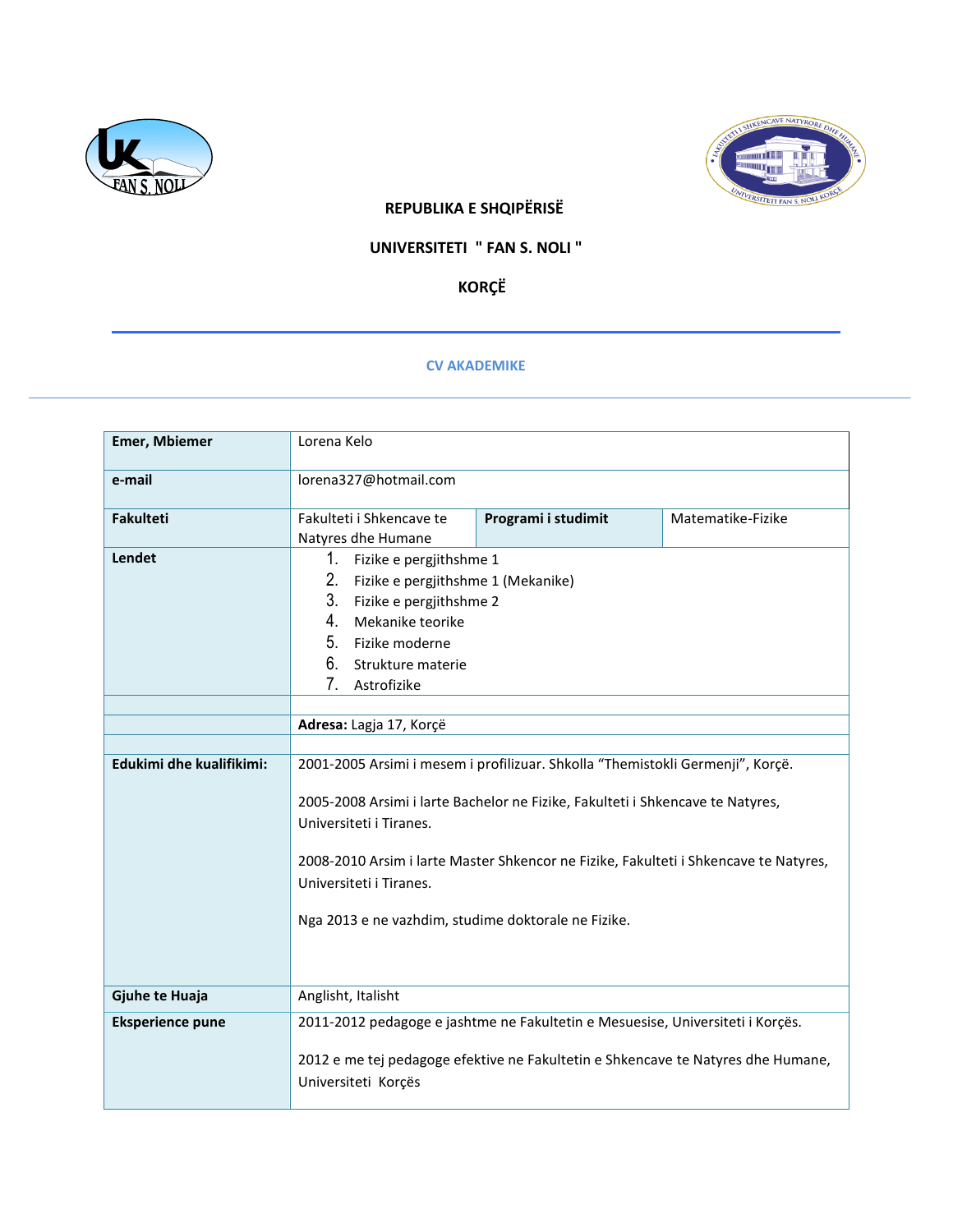**REPUBLIKA E SHQIPËRISË**

**UNIVERSITETI " FAN S. NOLI "**

**KORÇË**

---

**CV AKADEMIKE**

| **Emer, Mbiemer** | Lorena Kelo | | |
|---|---|---|---|
| **e-mail** | lorena327@hotmail.com | | |
| **Fakulteti** | Fakulteti i Shkencave te Natyres dhe Humane | **Programi i studimit** | Matematike-Fizike |
| **Lendet** | 1. Fizike e pergjithshme 1<br>2. Fizike e pergjithshme 1 (Mekanike)<br>3. Fizike e pergjithshme 2<br>4. Mekanike teorike<br>5. Fizike moderne<br>6. Strukture materie<br>7. Astrofizike | | |
| | | | |
| | **Adresa:** Lagja 17, Korçë | | |
| | | | |
| **Edukimi dhe kualifikimi:** | 2001-2005 Arsimi i mesem i profilizuar. Shkolla "Themistokli Germenji", Korçë.<br><br>2005-2008 Arsimi i larte Bachelor ne Fizike, Fakulteti i Shkencave te Natyres, Universiteti i Tiranes.<br><br>2008-2010 Arsim i larte Master Shkencor ne Fizike, Fakulteti i Shkencave te Natyres, Universiteti i Tiranes.<br><br>Nga 2013 e ne vazhdim, studime doktorale ne Fizike. | | |
| **Gjuhe te Huaja** | Anglisht, Italisht | | |
| **Eksperience pune** | 2011-2012 pedagoge e jashtme ne Fakultetin e Mesuesise, Universiteti i Korçës.<br><br>2012 e me tej pedagoge efektive ne Fakultetin e Shkencave te Natyres dhe Humane, Universiteti Korçës | | |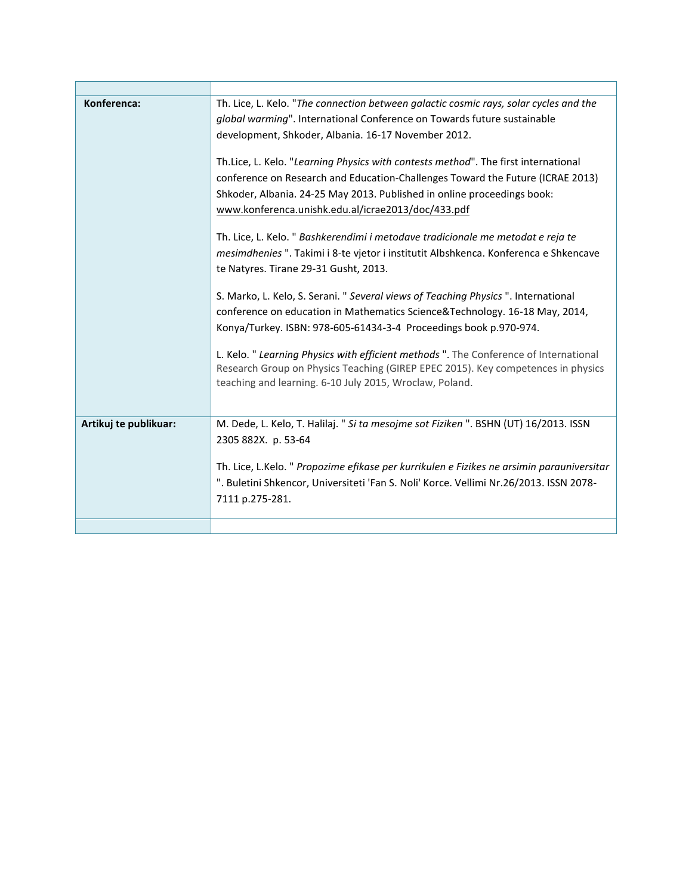| | |
|---|---|
| **Konferenca:** | Th. Lice, L. Kelo. "*The connection between galactic cosmic rays, solar cycles and the global warming*". International Conference on Towards future sustainable development, Shkoder, Albania. 16-17 November 2012.<br><br>Th.Lice, L. Kelo. "*Learning Physics with contests method*". The first international conference on Research and Education-Challenges Toward the Future (ICRAE 2013) Shkoder, Albania. 24-25 May 2013. Published in online proceedings book: www.konferenca.unishk.edu.al/icrae2013/doc/433.pdf<br><br>Th. Lice, L. Kelo. " *Bashkerendimi i metodave tradicionale me metodat e reja te mesimdhenies* ". Takimi i 8-te vjetor i institutit Albshkenca. Konferenca e Shkencave te Natyres. Tirane 29-31 Gusht, 2013.<br><br>S. Marko, L. Kelo, S. Serani. " *Several views of Teaching Physics* ". International conference on education in Mathematics Science&Technology. 16-18 May, 2014, Konya/Turkey. ISBN: 978-605-61434-3-4 Proceedings book p.970-974.<br><br>L. Kelo. " *Learning Physics with efficient methods* ". The Conference of International Research Group on Physics Teaching (GIREP EPEC 2015). Key competences in physics teaching and learning. 6-10 July 2015, Wroclaw, Poland. |
| **Artikuj te publikuar:** | M. Dede, L. Kelo, T. Halilaj. " *Si ta mesojme sot Fiziken* ". BSHN (UT) 16/2013. ISSN 2305 882X. p. 53-64<br><br>Th. Lice, L.Kelo. " *Propozime efikase per kurrikulen e Fizikes ne arsimin parauniversitar* ". Buletini Shkencor, Universiteti 'Fan S. Noli' Korce. Vellimi Nr.26/2013. ISSN 2078-7111 p.275-281. |
| | |